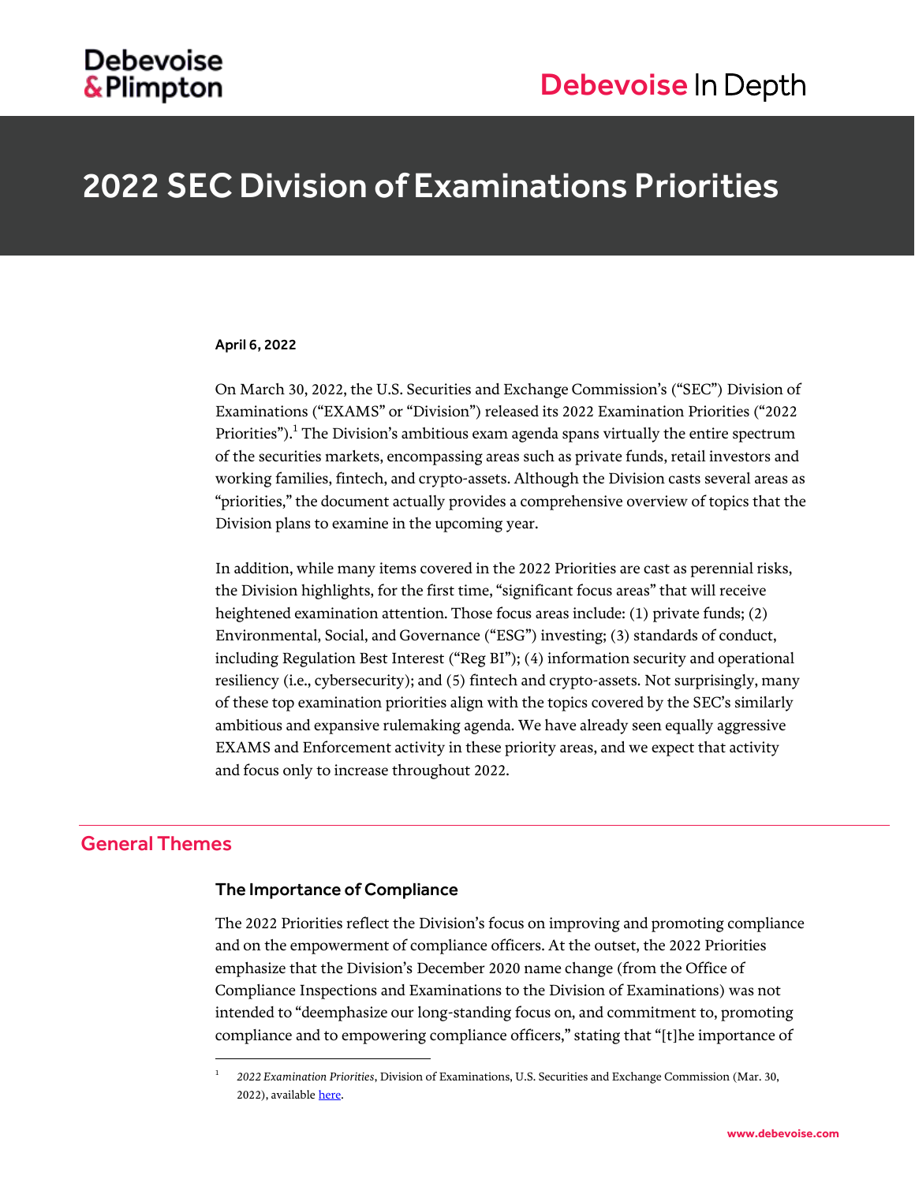# 2022 SEC Division of Examinations Priorities

**April 6, 2022**

On March 30, 2022, the U.S. Securities and Exchange Commission's ("SEC") Division of Examinations ("EXAMS" or "Division") released its 2022 Examination Priorities ("2022 Priorities").[1] The Division's ambitious exam agenda spans virtually the entire spectrum of the securities markets, encompassing areas such as private funds, retail investors and working families, fintech, and crypto-assets. Although the Division casts several areas as "priorities," the document actually provides a comprehensive overview of topics that the Division plans to examine in the upcoming year.

In addition, while many items covered in the 2022 Priorities are cast as perennial risks, the Division highlights, for the first time, "significant focus areas" that will receive heightened examination attention. Those focus areas include: (1) private funds; (2) Environmental, Social, and Governance ("ESG") investing; (3) standards of conduct, including Regulation Best Interest ("Reg BI"); (4) information security and operational resiliency (i.e., cybersecurity); and (5) fintech and crypto-assets. Not surprisingly, many of these top examination priorities align with the topics covered by the SEC's similarly ambitious and expansive rulemaking agenda. We have already seen equally aggressive EXAMS and Enforcement activity in these priority areas, and we expect that activity and focus only to increase throughout 2022.

## General Themes

### The Importance of Compliance

The 2022 Priorities reflect the Division's focus on improving and promoting compliance and on the empowerment of compliance officers. At the outset, the 2022 Priorities emphasize that the Division's December 2020 name change (from the Office of Compliance Inspections and Examinations to the Division of Examinations) was not intended to "deemphasize our long-standing focus on, and commitment to, promoting compliance and to empowering compliance officers," stating that "[t]he importance of

---

[1] *2022 Examination Priorities*, Division of Examinations, U.S. Securities and Exchange Commission (Mar. 30, 2022), available here.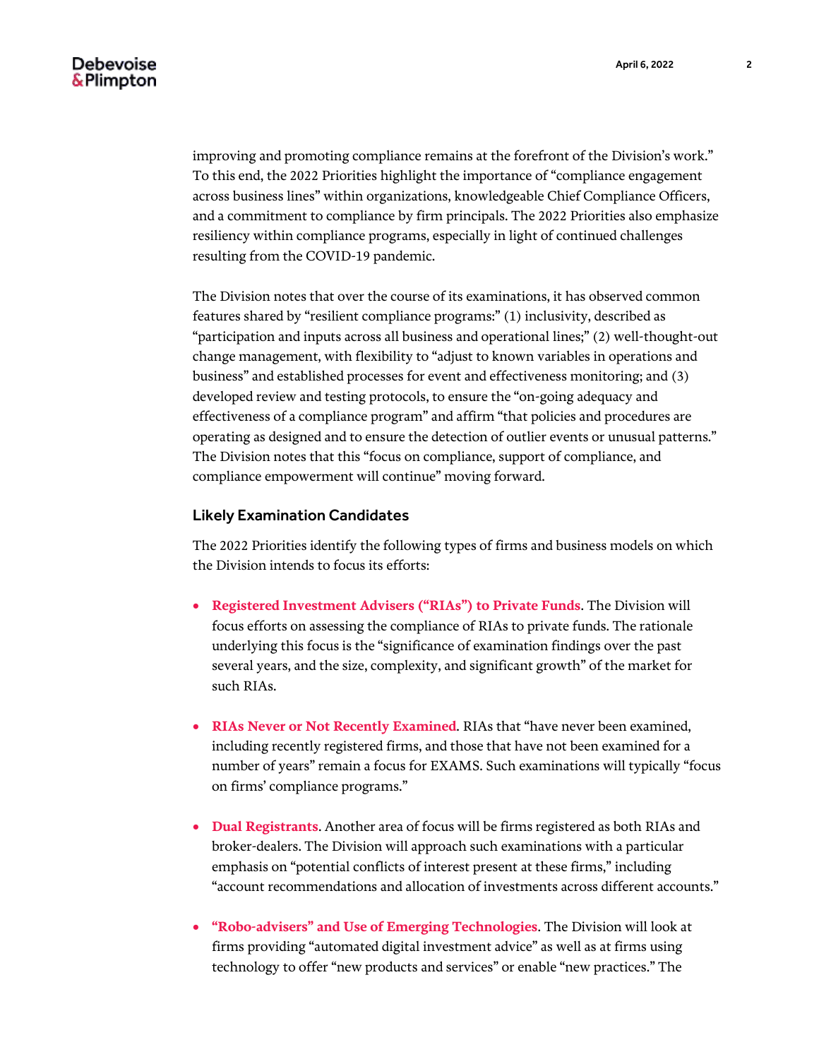improving and promoting compliance remains at the forefront of the Division's work." To this end, the 2022 Priorities highlight the importance of "compliance engagement across business lines" within organizations, knowledgeable Chief Compliance Officers, and a commitment to compliance by firm principals. The 2022 Priorities also emphasize resiliency within compliance programs, especially in light of continued challenges resulting from the COVID-19 pandemic.

The Division notes that over the course of its examinations, it has observed common features shared by "resilient compliance programs:" (1) inclusivity, described as "participation and inputs across all business and operational lines;" (2) well-thought-out change management, with flexibility to "adjust to known variables in operations and business" and established processes for event and effectiveness monitoring; and (3) developed review and testing protocols, to ensure the "on-going adequacy and effectiveness of a compliance program" and affirm "that policies and procedures are operating as designed and to ensure the detection of outlier events or unusual patterns." The Division notes that this "focus on compliance, support of compliance, and compliance empowerment will continue" moving forward.

### Likely Examination Candidates

The 2022 Priorities identify the following types of firms and business models on which the Division intends to focus its efforts:

- **Registered Investment Advisers ("RIAs") to Private Funds**. The Division will focus efforts on assessing the compliance of RIAs to private funds. The rationale underlying this focus is the "significance of examination findings over the past several years, and the size, complexity, and significant growth" of the market for such RIAs.

- **RIAs Never or Not Recently Examined**. RIAs that "have never been examined, including recently registered firms, and those that have not been examined for a number of years" remain a focus for EXAMS. Such examinations will typically "focus on firms' compliance programs."

- **Dual Registrants**. Another area of focus will be firms registered as both RIAs and broker-dealers. The Division will approach such examinations with a particular emphasis on "potential conflicts of interest present at these firms," including "account recommendations and allocation of investments across different accounts."

- **"Robo-advisers" and Use of Emerging Technologies**. The Division will look at firms providing "automated digital investment advice" as well as at firms using technology to offer "new products and services" or enable "new practices." The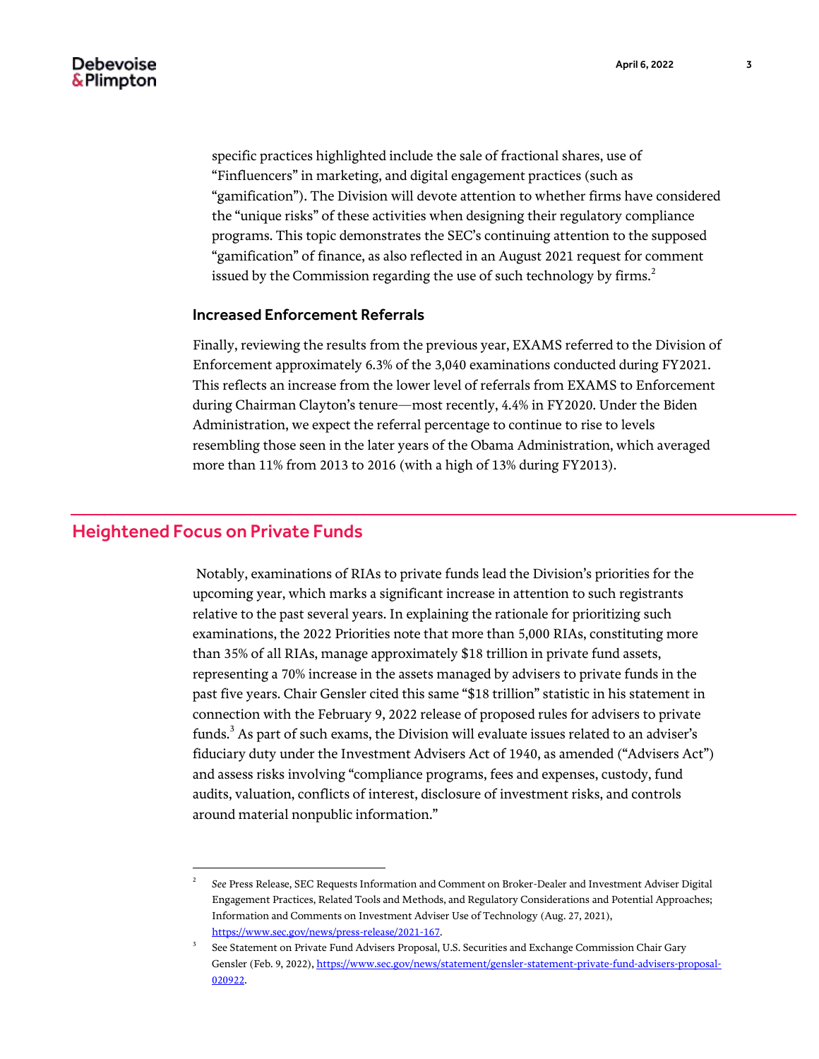specific practices highlighted include the sale of fractional shares, use of "Finfluencers" in marketing, and digital engagement practices (such as "gamification"). The Division will devote attention to whether firms have considered the "unique risks" of these activities when designing their regulatory compliance programs. This topic demonstrates the SEC's continuing attention to the supposed "gamification" of finance, as also reflected in an August 2021 request for comment issued by the Commission regarding the use of such technology by firms.[2]

### Increased Enforcement Referrals

Finally, reviewing the results from the previous year, EXAMS referred to the Division of Enforcement approximately 6.3% of the 3,040 examinations conducted during FY2021. This reflects an increase from the lower level of referrals from EXAMS to Enforcement during Chairman Clayton's tenure—most recently, 4.4% in FY2020. Under the Biden Administration, we expect the referral percentage to continue to rise to levels resembling those seen in the later years of the Obama Administration, which averaged more than 11% from 2013 to 2016 (with a high of 13% during FY2013).

## Heightened Focus on Private Funds

Notably, examinations of RIAs to private funds lead the Division's priorities for the upcoming year, which marks a significant increase in attention to such registrants relative to the past several years. In explaining the rationale for prioritizing such examinations, the 2022 Priorities note that more than 5,000 RIAs, constituting more than 35% of all RIAs, manage approximately $18 trillion in private fund assets, representing a 70% increase in the assets managed by advisers to private funds in the past five years. Chair Gensler cited this same "$18 trillion" statistic in his statement in connection with the February 9, 2022 release of proposed rules for advisers to private funds.[3] As part of such exams, the Division will evaluate issues related to an adviser's fiduciary duty under the Investment Advisers Act of 1940, as amended ("Advisers Act") and assess risks involving "compliance programs, fees and expenses, custody, fund audits, valuation, conflicts of interest, disclosure of investment risks, and controls around material nonpublic information."

---

[2] *See* Press Release, SEC Requests Information and Comment on Broker-Dealer and Investment Adviser Digital Engagement Practices, Related Tools and Methods, and Regulatory Considerations and Potential Approaches; Information and Comments on Investment Adviser Use of Technology (Aug. 27, 2021), https://www.sec.gov/news/press-release/2021-167.

[3] See Statement on Private Fund Advisers Proposal, U.S. Securities and Exchange Commission Chair Gary Gensler (Feb. 9, 2022), https://www.sec.gov/news/statement/gensler-statement-private-fund-advisers-proposal-020922.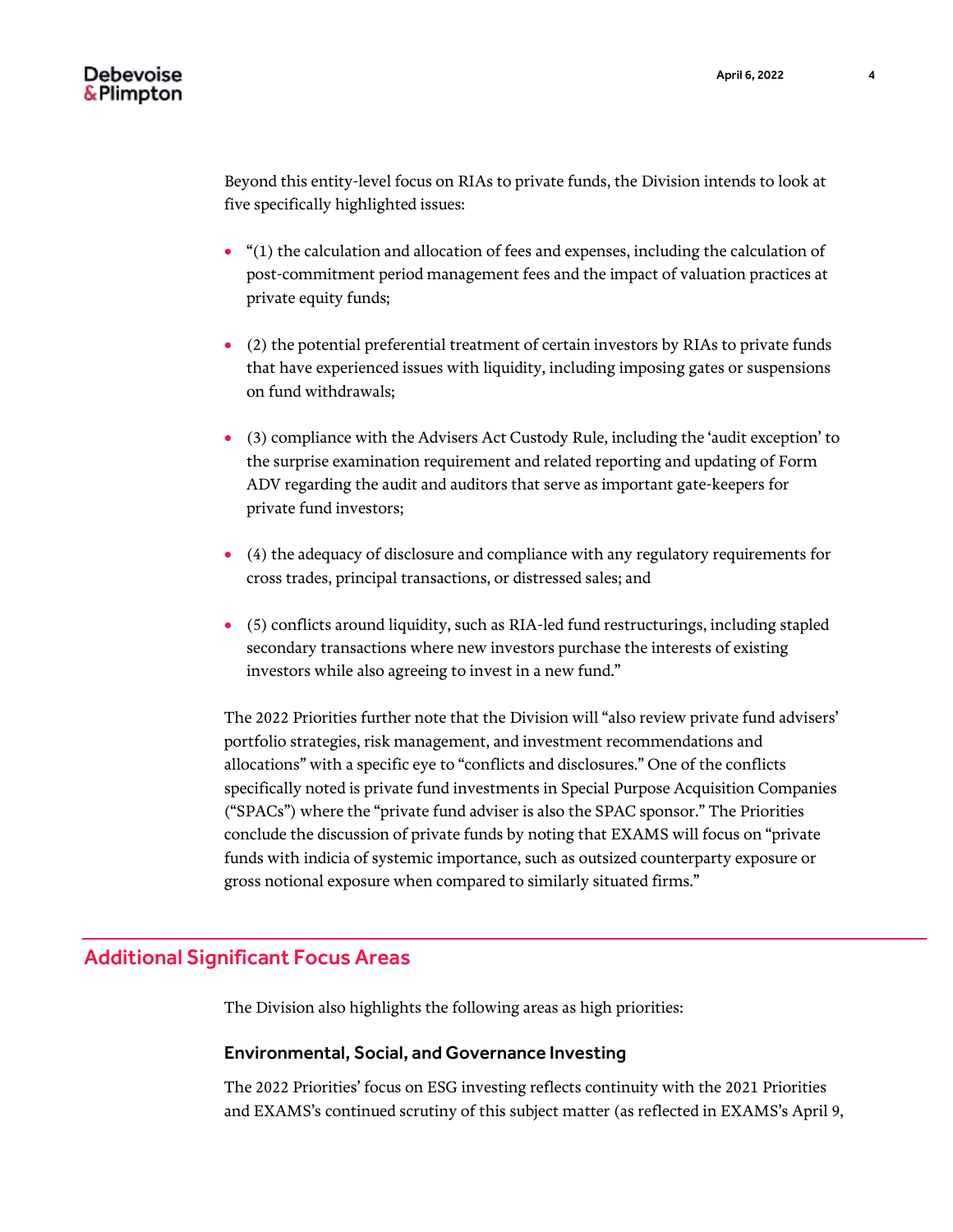Beyond this entity-level focus on RIAs to private funds, the Division intends to look at five specifically highlighted issues:

- "(1) the calculation and allocation of fees and expenses, including the calculation of post-commitment period management fees and the impact of valuation practices at private equity funds;
- (2) the potential preferential treatment of certain investors by RIAs to private funds that have experienced issues with liquidity, including imposing gates or suspensions on fund withdrawals;
- (3) compliance with the Advisers Act Custody Rule, including the 'audit exception' to the surprise examination requirement and related reporting and updating of Form ADV regarding the audit and auditors that serve as important gate-keepers for private fund investors;
- (4) the adequacy of disclosure and compliance with any regulatory requirements for cross trades, principal transactions, or distressed sales; and
- (5) conflicts around liquidity, such as RIA-led fund restructurings, including stapled secondary transactions where new investors purchase the interests of existing investors while also agreeing to invest in a new fund."

The 2022 Priorities further note that the Division will "also review private fund advisers' portfolio strategies, risk management, and investment recommendations and allocations" with a specific eye to "conflicts and disclosures." One of the conflicts specifically noted is private fund investments in Special Purpose Acquisition Companies ("SPACs") where the "private fund adviser is also the SPAC sponsor." The Priorities conclude the discussion of private funds by noting that EXAMS will focus on "private funds with indicia of systemic importance, such as outsized counterparty exposure or gross notional exposure when compared to similarly situated firms."

## Additional Significant Focus Areas

The Division also highlights the following areas as high priorities:

### Environmental, Social, and Governance Investing

The 2022 Priorities' focus on ESG investing reflects continuity with the 2021 Priorities and EXAMS's continued scrutiny of this subject matter (as reflected in EXAMS's April 9,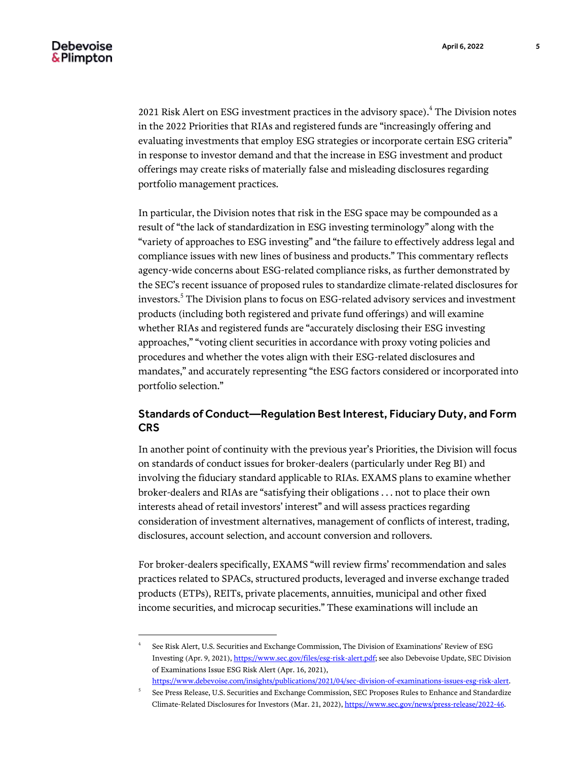2021 Risk Alert on ESG investment practices in the advisory space).[4] The Division notes in the 2022 Priorities that RIAs and registered funds are "increasingly offering and evaluating investments that employ ESG strategies or incorporate certain ESG criteria" in response to investor demand and that the increase in ESG investment and product offerings may create risks of materially false and misleading disclosures regarding portfolio management practices.

In particular, the Division notes that risk in the ESG space may be compounded as a result of "the lack of standardization in ESG investing terminology" along with the "variety of approaches to ESG investing" and "the failure to effectively address legal and compliance issues with new lines of business and products." This commentary reflects agency-wide concerns about ESG-related compliance risks, as further demonstrated by the SEC's recent issuance of proposed rules to standardize climate-related disclosures for investors.[5] The Division plans to focus on ESG-related advisory services and investment products (including both registered and private fund offerings) and will examine whether RIAs and registered funds are "accurately disclosing their ESG investing approaches," "voting client securities in accordance with proxy voting policies and procedures and whether the votes align with their ESG-related disclosures and mandates," and accurately representing "the ESG factors considered or incorporated into portfolio selection."

### Standards of Conduct—Regulation Best Interest, Fiduciary Duty, and Form CRS

In another point of continuity with the previous year's Priorities, the Division will focus on standards of conduct issues for broker-dealers (particularly under Reg BI) and involving the fiduciary standard applicable to RIAs. EXAMS plans to examine whether broker-dealers and RIAs are "satisfying their obligations . . . not to place their own interests ahead of retail investors' interest" and will assess practices regarding consideration of investment alternatives, management of conflicts of interest, trading, disclosures, account selection, and account conversion and rollovers.

For broker-dealers specifically, EXAMS "will review firms' recommendation and sales practices related to SPACs, structured products, leveraged and inverse exchange traded products (ETPs), REITs, private placements, annuities, municipal and other fixed income securities, and microcap securities." These examinations will include an

---

[4] See Risk Alert, U.S. Securities and Exchange Commission, The Division of Examinations' Review of ESG Investing (Apr. 9, 2021), https://www.sec.gov/files/esg-risk-alert.pdf; see also Debevoise Update, SEC Division of Examinations Issue ESG Risk Alert (Apr. 16, 2021), https://www.debevoise.com/insights/publications/2021/04/sec-division-of-examinations-issues-esg-risk-alert.

[5] See Press Release, U.S. Securities and Exchange Commission, SEC Proposes Rules to Enhance and Standardize Climate-Related Disclosures for Investors (Mar. 21, 2022), https://www.sec.gov/news/press-release/2022-46.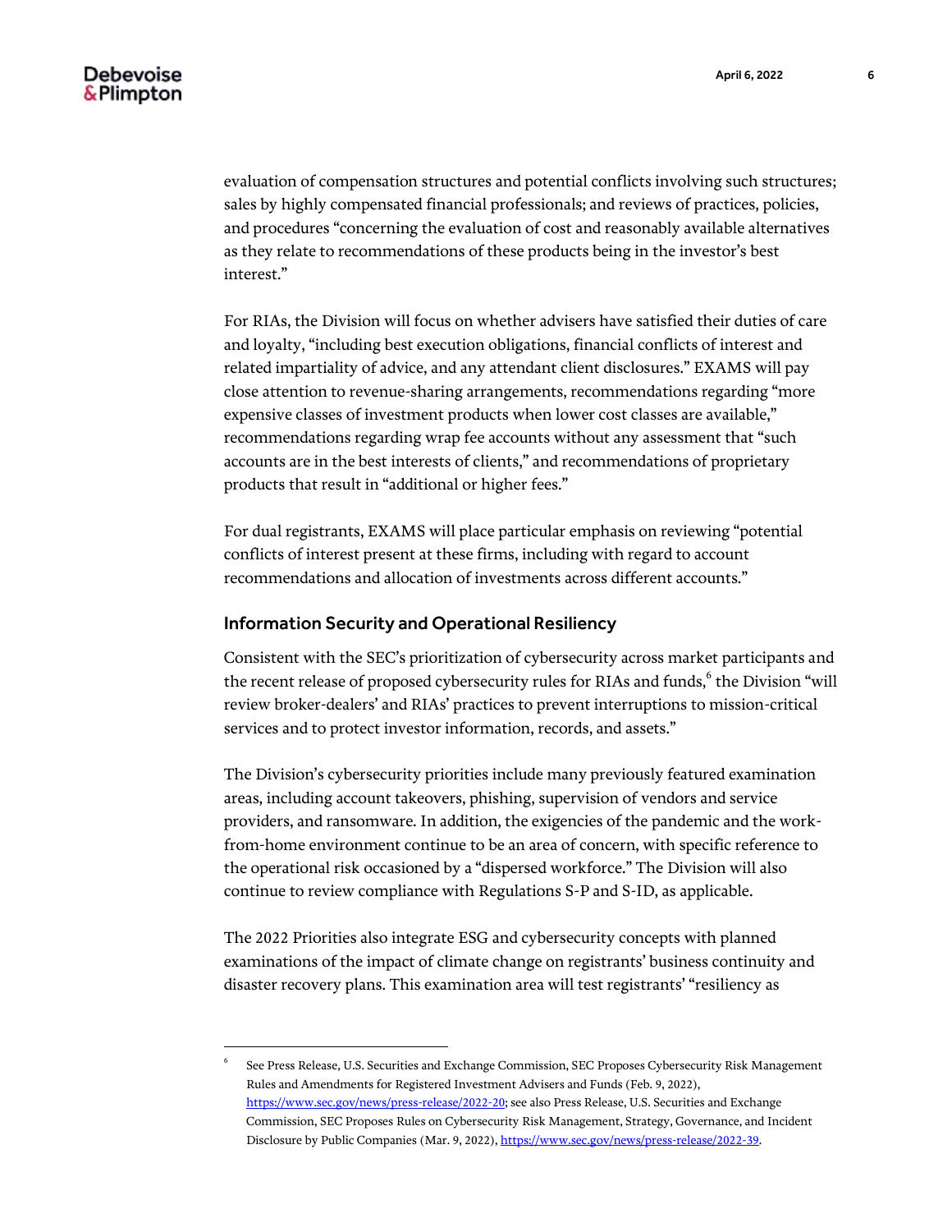evaluation of compensation structures and potential conflicts involving such structures; sales by highly compensated financial professionals; and reviews of practices, policies, and procedures "concerning the evaluation of cost and reasonably available alternatives as they relate to recommendations of these products being in the investor's best interest."

For RIAs, the Division will focus on whether advisers have satisfied their duties of care and loyalty, "including best execution obligations, financial conflicts of interest and related impartiality of advice, and any attendant client disclosures." EXAMS will pay close attention to revenue-sharing arrangements, recommendations regarding "more expensive classes of investment products when lower cost classes are available," recommendations regarding wrap fee accounts without any assessment that "such accounts are in the best interests of clients," and recommendations of proprietary products that result in "additional or higher fees."

For dual registrants, EXAMS will place particular emphasis on reviewing "potential conflicts of interest present at these firms, including with regard to account recommendations and allocation of investments across different accounts."

### Information Security and Operational Resiliency

Consistent with the SEC's prioritization of cybersecurity across market participants and the recent release of proposed cybersecurity rules for RIAs and funds,[6] the Division "will review broker-dealers' and RIAs' practices to prevent interruptions to mission-critical services and to protect investor information, records, and assets."

The Division's cybersecurity priorities include many previously featured examination areas, including account takeovers, phishing, supervision of vendors and service providers, and ransomware. In addition, the exigencies of the pandemic and the work-from-home environment continue to be an area of concern, with specific reference to the operational risk occasioned by a "dispersed workforce." The Division will also continue to review compliance with Regulations S-P and S-ID, as applicable.

The 2022 Priorities also integrate ESG and cybersecurity concepts with planned examinations of the impact of climate change on registrants' business continuity and disaster recovery plans. This examination area will test registrants' "resiliency as

---

[6] See Press Release, U.S. Securities and Exchange Commission, SEC Proposes Cybersecurity Risk Management Rules and Amendments for Registered Investment Advisers and Funds (Feb. 9, 2022), https://www.sec.gov/news/press-release/2022-20; see also Press Release, U.S. Securities and Exchange Commission, SEC Proposes Rules on Cybersecurity Risk Management, Strategy, Governance, and Incident Disclosure by Public Companies (Mar. 9, 2022), https://www.sec.gov/news/press-release/2022-39.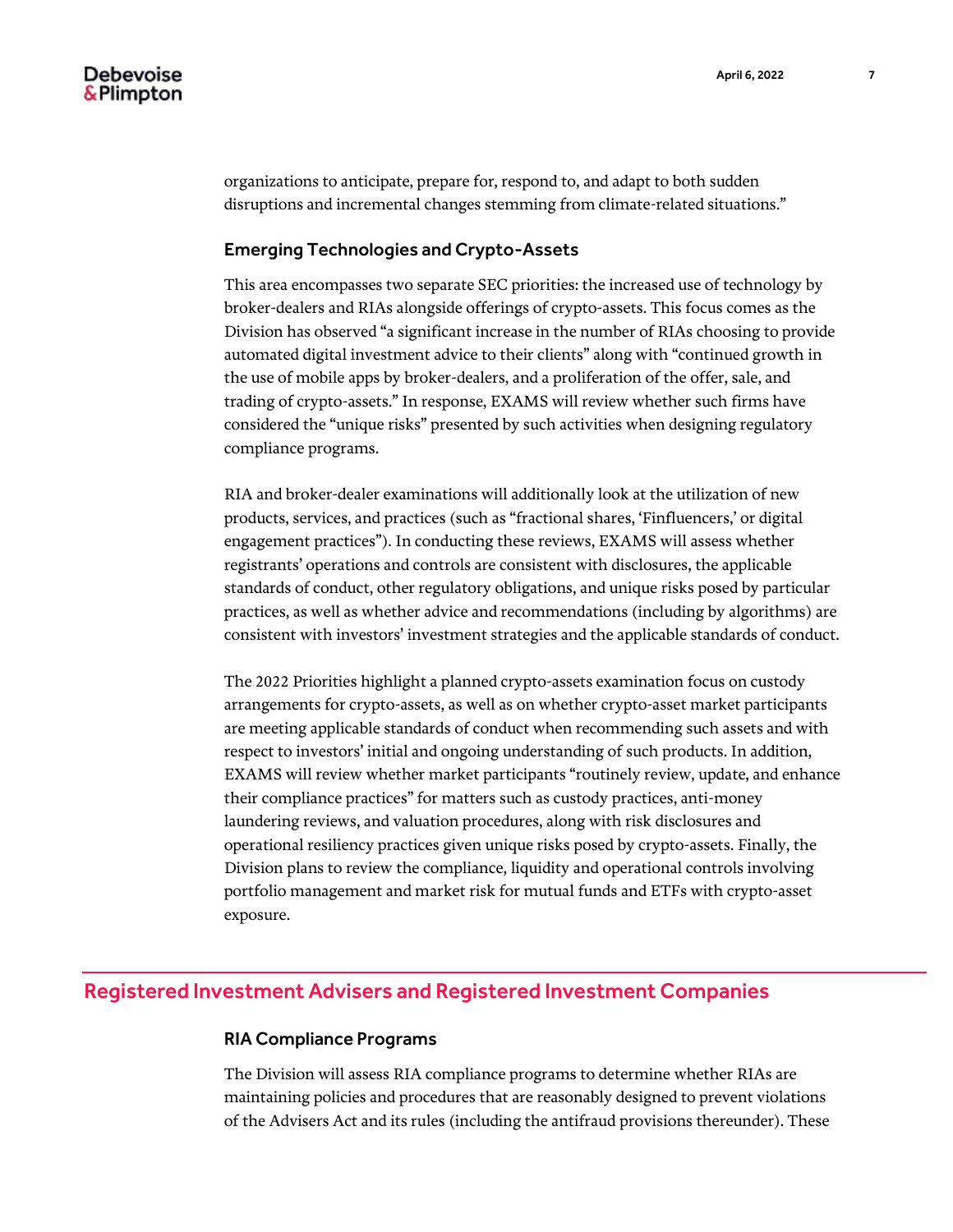organizations to anticipate, prepare for, respond to, and adapt to both sudden disruptions and incremental changes stemming from climate-related situations."

### Emerging Technologies and Crypto-Assets

This area encompasses two separate SEC priorities: the increased use of technology by broker-dealers and RIAs alongside offerings of crypto-assets. This focus comes as the Division has observed "a significant increase in the number of RIAs choosing to provide automated digital investment advice to their clients" along with "continued growth in the use of mobile apps by broker-dealers, and a proliferation of the offer, sale, and trading of crypto-assets." In response, EXAMS will review whether such firms have considered the "unique risks" presented by such activities when designing regulatory compliance programs.

RIA and broker-dealer examinations will additionally look at the utilization of new products, services, and practices (such as "fractional shares, 'Finfluencers,' or digital engagement practices"). In conducting these reviews, EXAMS will assess whether registrants' operations and controls are consistent with disclosures, the applicable standards of conduct, other regulatory obligations, and unique risks posed by particular practices, as well as whether advice and recommendations (including by algorithms) are consistent with investors' investment strategies and the applicable standards of conduct.

The 2022 Priorities highlight a planned crypto-assets examination focus on custody arrangements for crypto-assets, as well as on whether crypto-asset market participants are meeting applicable standards of conduct when recommending such assets and with respect to investors' initial and ongoing understanding of such products. In addition, EXAMS will review whether market participants "routinely review, update, and enhance their compliance practices" for matters such as custody practices, anti-money laundering reviews, and valuation procedures, along with risk disclosures and operational resiliency practices given unique risks posed by crypto-assets. Finally, the Division plans to review the compliance, liquidity and operational controls involving portfolio management and market risk for mutual funds and ETFs with crypto-asset exposure.

## Registered Investment Advisers and Registered Investment Companies

### RIA Compliance Programs

The Division will assess RIA compliance programs to determine whether RIAs are maintaining policies and procedures that are reasonably designed to prevent violations of the Advisers Act and its rules (including the antifraud provisions thereunder). These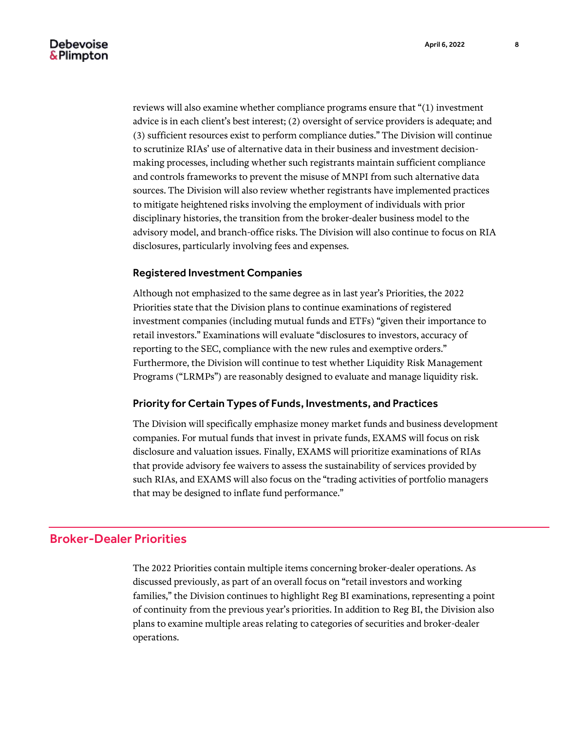reviews will also examine whether compliance programs ensure that "(1) investment advice is in each client's best interest; (2) oversight of service providers is adequate; and (3) sufficient resources exist to perform compliance duties." The Division will continue to scrutinize RIAs' use of alternative data in their business and investment decision-making processes, including whether such registrants maintain sufficient compliance and controls frameworks to prevent the misuse of MNPI from such alternative data sources. The Division will also review whether registrants have implemented practices to mitigate heightened risks involving the employment of individuals with prior disciplinary histories, the transition from the broker-dealer business model to the advisory model, and branch-office risks. The Division will also continue to focus on RIA disclosures, particularly involving fees and expenses.

### Registered Investment Companies

Although not emphasized to the same degree as in last year's Priorities, the 2022 Priorities state that the Division plans to continue examinations of registered investment companies (including mutual funds and ETFs) "given their importance to retail investors." Examinations will evaluate "disclosures to investors, accuracy of reporting to the SEC, compliance with the new rules and exemptive orders." Furthermore, the Division will continue to test whether Liquidity Risk Management Programs ("LRMPs") are reasonably designed to evaluate and manage liquidity risk.

### Priority for Certain Types of Funds, Investments, and Practices

The Division will specifically emphasize money market funds and business development companies. For mutual funds that invest in private funds, EXAMS will focus on risk disclosure and valuation issues. Finally, EXAMS will prioritize examinations of RIAs that provide advisory fee waivers to assess the sustainability of services provided by such RIAs, and EXAMS will also focus on the "trading activities of portfolio managers that may be designed to inflate fund performance."

## Broker-Dealer Priorities

The 2022 Priorities contain multiple items concerning broker-dealer operations. As discussed previously, as part of an overall focus on "retail investors and working families," the Division continues to highlight Reg BI examinations, representing a point of continuity from the previous year's priorities. In addition to Reg BI, the Division also plans to examine multiple areas relating to categories of securities and broker-dealer operations.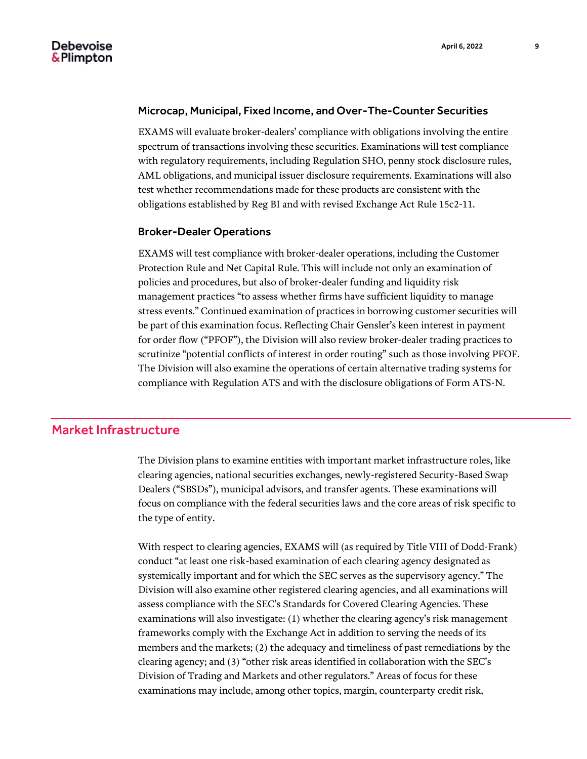### Microcap, Municipal, Fixed Income, and Over-The-Counter Securities

EXAMS will evaluate broker-dealers' compliance with obligations involving the entire spectrum of transactions involving these securities. Examinations will test compliance with regulatory requirements, including Regulation SHO, penny stock disclosure rules, AML obligations, and municipal issuer disclosure requirements. Examinations will also test whether recommendations made for these products are consistent with the obligations established by Reg BI and with revised Exchange Act Rule 15c2-11.

### Broker-Dealer Operations

EXAMS will test compliance with broker-dealer operations, including the Customer Protection Rule and Net Capital Rule. This will include not only an examination of policies and procedures, but also of broker-dealer funding and liquidity risk management practices "to assess whether firms have sufficient liquidity to manage stress events." Continued examination of practices in borrowing customer securities will be part of this examination focus. Reflecting Chair Gensler's keen interest in payment for order flow ("PFOF"), the Division will also review broker-dealer trading practices to scrutinize "potential conflicts of interest in order routing" such as those involving PFOF. The Division will also examine the operations of certain alternative trading systems for compliance with Regulation ATS and with the disclosure obligations of Form ATS-N.

## Market Infrastructure

The Division plans to examine entities with important market infrastructure roles, like clearing agencies, national securities exchanges, newly-registered Security-Based Swap Dealers ("SBSDs"), municipal advisors, and transfer agents. These examinations will focus on compliance with the federal securities laws and the core areas of risk specific to the type of entity.

With respect to clearing agencies, EXAMS will (as required by Title VIII of Dodd-Frank) conduct "at least one risk-based examination of each clearing agency designated as systemically important and for which the SEC serves as the supervisory agency." The Division will also examine other registered clearing agencies, and all examinations will assess compliance with the SEC's Standards for Covered Clearing Agencies. These examinations will also investigate: (1) whether the clearing agency's risk management frameworks comply with the Exchange Act in addition to serving the needs of its members and the markets; (2) the adequacy and timeliness of past remediations by the clearing agency; and (3) "other risk areas identified in collaboration with the SEC's Division of Trading and Markets and other regulators." Areas of focus for these examinations may include, among other topics, margin, counterparty credit risk,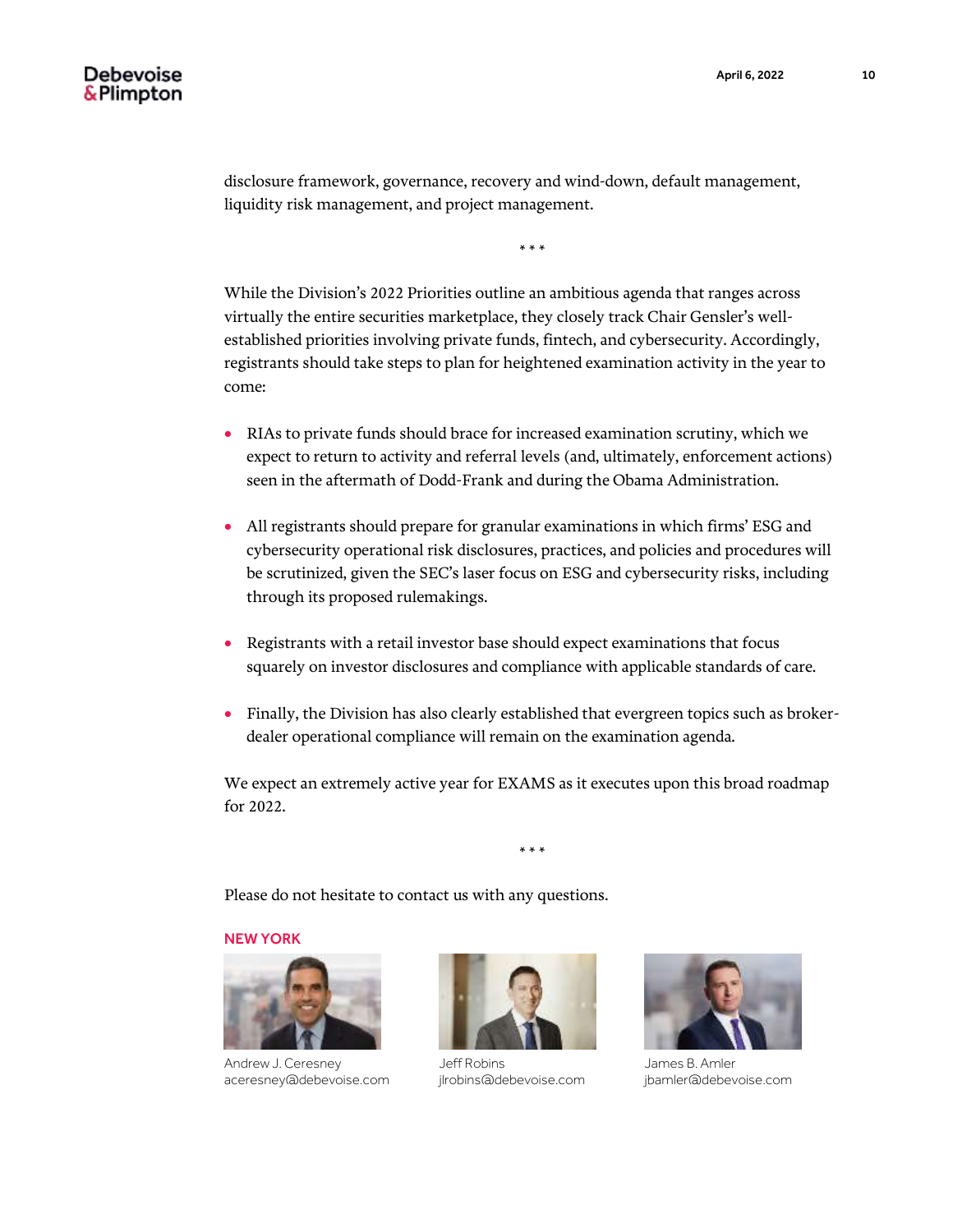disclosure framework, governance, recovery and wind-down, default management, liquidity risk management, and project management.

\* \* \*

While the Division's 2022 Priorities outline an ambitious agenda that ranges across virtually the entire securities marketplace, they closely track Chair Gensler's well-established priorities involving private funds, fintech, and cybersecurity. Accordingly, registrants should take steps to plan for heightened examination activity in the year to come:

- RIAs to private funds should brace for increased examination scrutiny, which we expect to return to activity and referral levels (and, ultimately, enforcement actions) seen in the aftermath of Dodd-Frank and during the Obama Administration.
- All registrants should prepare for granular examinations in which firms' ESG and cybersecurity operational risk disclosures, practices, and policies and procedures will be scrutinized, given the SEC's laser focus on ESG and cybersecurity risks, including through its proposed rulemakings.
- Registrants with a retail investor base should expect examinations that focus squarely on investor disclosures and compliance with applicable standards of care.
- Finally, the Division has also clearly established that evergreen topics such as broker-dealer operational compliance will remain on the examination agenda.

We expect an extremely active year for EXAMS as it executes upon this broad roadmap for 2022.

\* \* \*

Please do not hesitate to contact us with any questions.

**NEW YORK**

Andrew J. Ceresney
aceresney@debevoise.com

Jeff Robins
jlrobins@debevoise.com

James B. Amler
jbamler@debevoise.com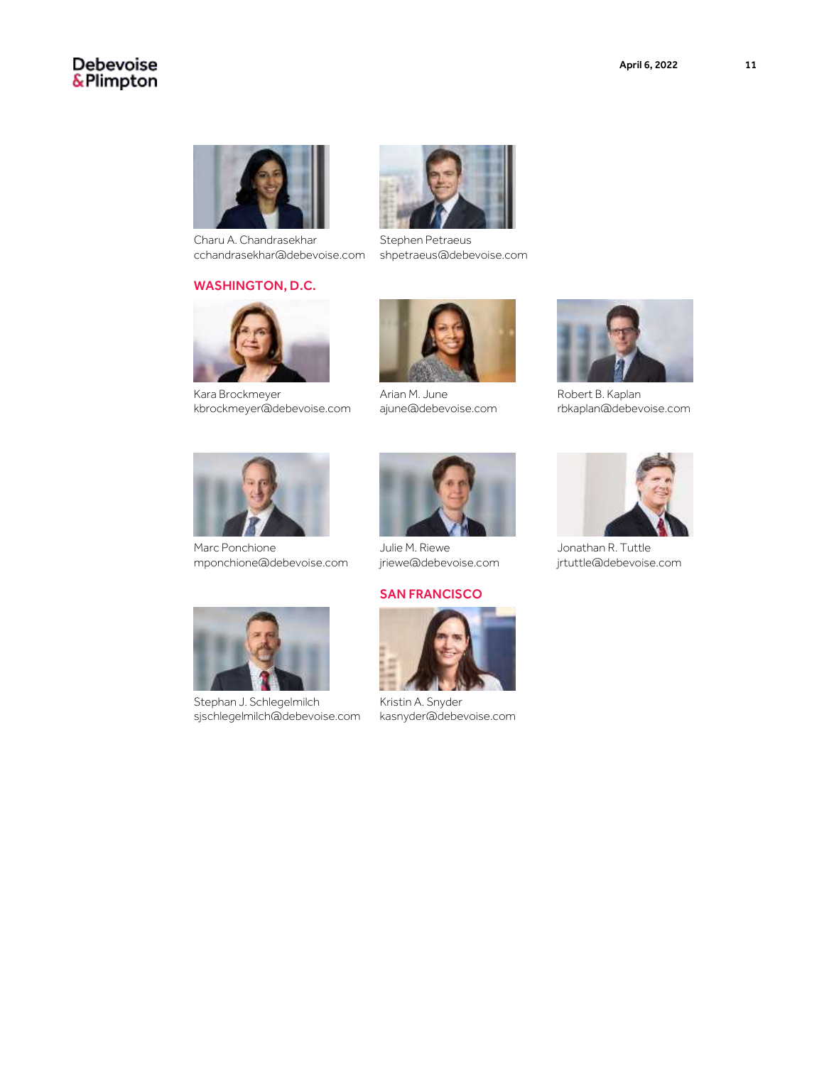Charu A. Chandrasekhar
cchandrasekhar@debevoise.com

Stephen Petraeus
shpetraeus@debevoise.com

## WASHINGTON, D.C.

Kara Brockmeyer
kbrockmeyer@debevoise.com

Arian M. June
ajune@debevoise.com

Robert B. Kaplan
rbkaplan@debevoise.com

Marc Ponchione
mponchione@debevoise.com

Julie M. Riewe
jriewe@debevoise.com

Jonathan R. Tuttle
jrtuttle@debevoise.com

Stephan J. Schlegelmilch
sjschlegelmilch@debevoise.com

## SAN FRANCISCO

Kristin A. Snyder
kasnyder@debevoise.com